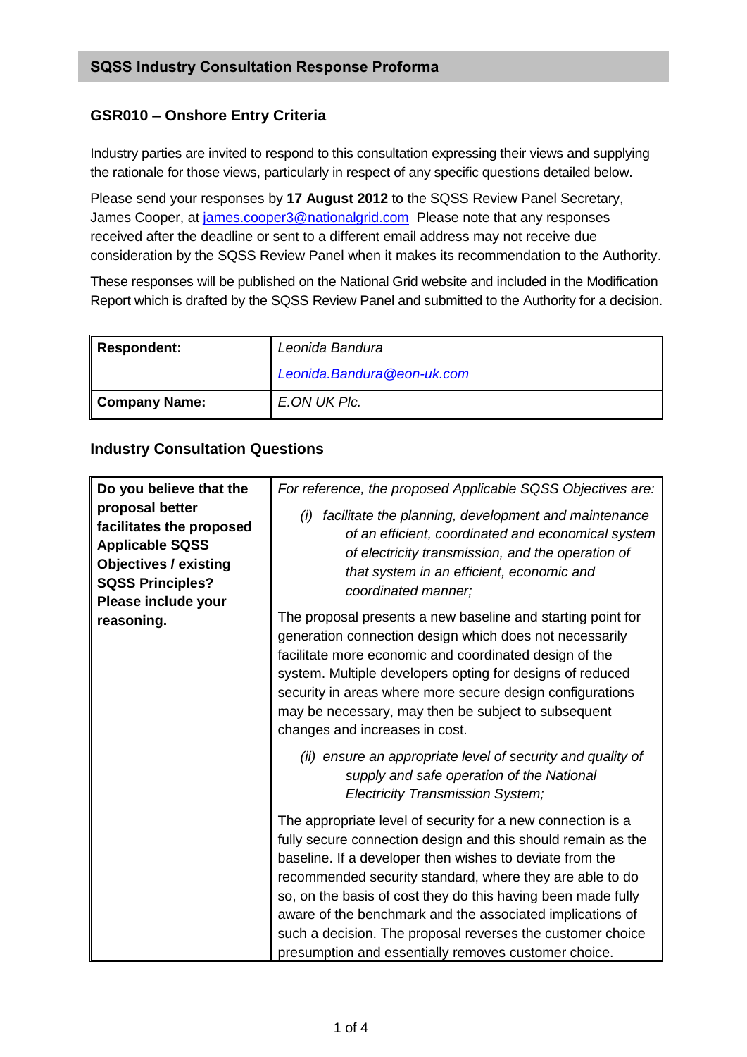## SQSS Industry Consultation Response Proforma

### GSR010 – Onshore Entry Criteria

Industry parties are invited to respond to this consultation expressing their views and supplying the rationale for those views, particularly in respect of any specific questions detailed below.

Please send your responses by **17 August 2012** to the SQSS Review Panel Secretary, James Cooper, at james.cooper3@nationalgrid.com Please note that any responses received after the deadline or sent to a different email address may not receive due consideration by the SQSS Review Panel when it makes its recommendation to the Authority.

These responses will be published on the National Grid website and included in the Modification Report which is drafted by the SQSS Review Panel and submitted to the Authority for a decision.

| **Respondent:** | *Leonida Bandura* <br> *Leonida.Bandura@eon-uk.com* |
|---|---|
| **Company Name:** | *E.ON UK Plc.* |

### Industry Consultation Questions

| **Do you believe that the proposal better facilitates the proposed Applicable SQSS Objectives / existing SQSS Principles? Please include your reasoning.** | *For reference, the proposed Applicable SQSS Objectives are:* <br> *(i) facilitate the planning, development and maintenance of an efficient, coordinated and economical system of electricity transmission, and the operation of that system in an efficient, economic and coordinated manner;* <br> The proposal presents a new baseline and starting point for generation connection design which does not necessarily facilitate more economic and coordinated design of the system. Multiple developers opting for designs of reduced security in areas where more secure design configurations may be necessary, may then be subject to subsequent changes and increases in cost. <br> *(ii) ensure an appropriate level of security and quality of supply and safe operation of the National Electricity Transmission System;* <br> The appropriate level of security for a new connection is a fully secure connection design and this should remain as the baseline. If a developer then wishes to deviate from the recommended security standard, where they are able to do so, on the basis of cost they do this having been made fully aware of the benchmark and the associated implications of such a decision. The proposal reverses the customer choice presumption and essentially removes customer choice. |
|---|---|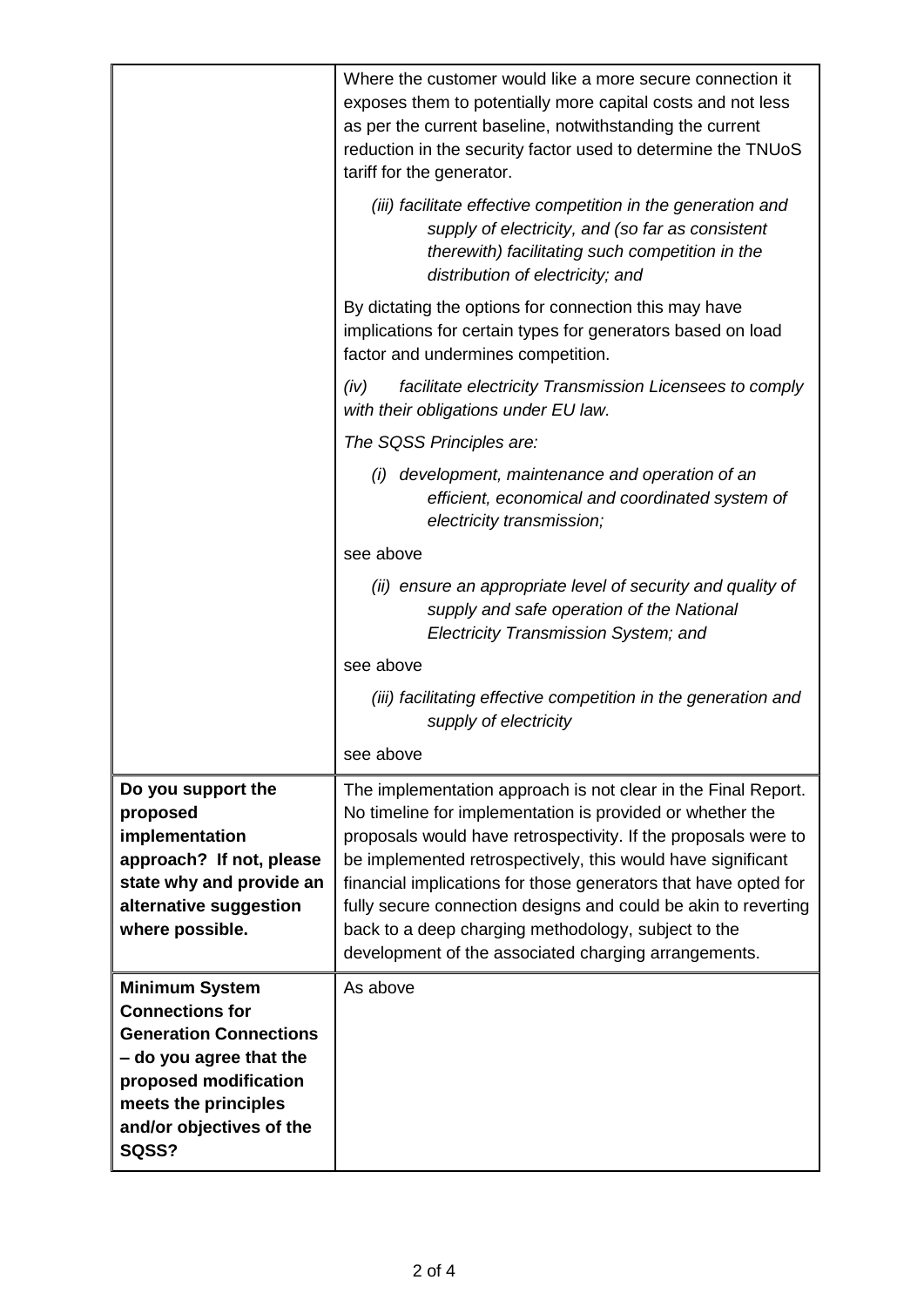| | |
|---|---|
| | Where the customer would like a more secure connection it exposes them to potentially more capital costs and not less as per the current baseline, notwithstanding the current reduction in the security factor used to determine the TNUoS tariff for the generator.<br><br>*(iii) facilitate effective competition in the generation and supply of electricity, and (so far as consistent therewith) facilitating such competition in the distribution of electricity; and*<br><br>By dictating the options for connection this may have implications for certain types for generators based on load factor and undermines competition.<br><br>*(iv) facilitate electricity Transmission Licensees to comply with their obligations under EU law.*<br><br>*The SQSS Principles are:*<br><br>*(i) development, maintenance and operation of an efficient, economical and coordinated system of electricity transmission;*<br><br>see above<br><br>*(ii) ensure an appropriate level of security and quality of supply and safe operation of the National Electricity Transmission System; and*<br><br>see above<br><br>*(iii) facilitating effective competition in the generation and supply of electricity*<br><br>see above |
| **Do you support the proposed implementation approach? If not, please state why and provide an alternative suggestion where possible.** | The implementation approach is not clear in the Final Report. No timeline for implementation is provided or whether the proposals would have retrospectivity. If the proposals were to be implemented retrospectively, this would have significant financial implications for those generators that have opted for fully secure connection designs and could be akin to reverting back to a deep charging methodology, subject to the development of the associated charging arrangements. |
| **Minimum System Connections for Generation Connections – do you agree that the proposed modification meets the principles and/or objectives of the SQSS?** | As above |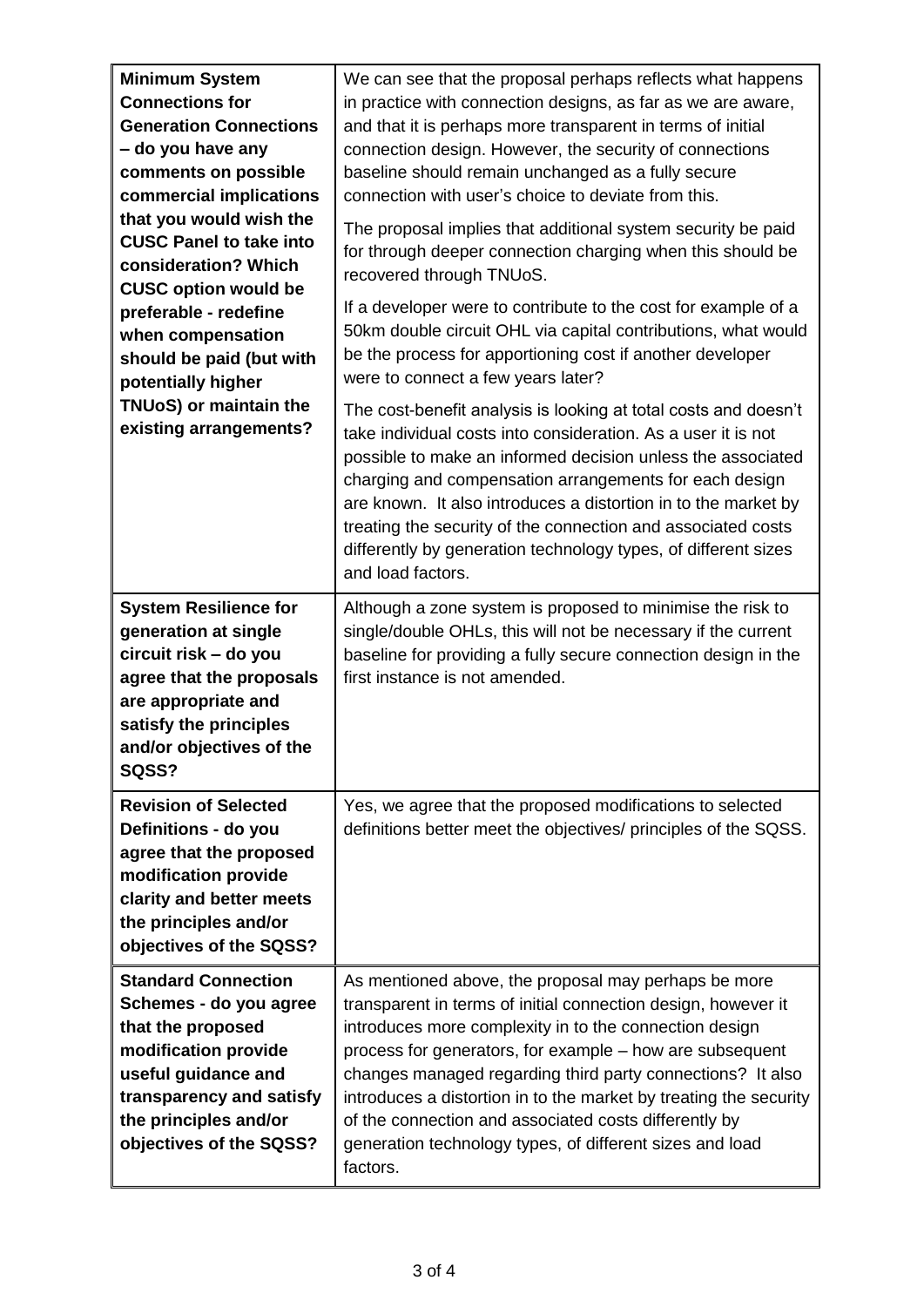| | |
|---|---|
| **Minimum System Connections for Generation Connections – do you have any comments on possible commercial implications that you would wish the CUSC Panel to take into consideration? Which CUSC option would be preferable - redefine when compensation should be paid (but with potentially higher TNUoS) or maintain the existing arrangements?** | We can see that the proposal perhaps reflects what happens in practice with connection designs, as far as we are aware, and that it is perhaps more transparent in terms of initial connection design. However, the security of connections baseline should remain unchanged as a fully secure connection with user's choice to deviate from this.<br><br>The proposal implies that additional system security be paid for through deeper connection charging when this should be recovered through TNUoS.<br><br>If a developer were to contribute to the cost for example of a 50km double circuit OHL via capital contributions, what would be the process for apportioning cost if another developer were to connect a few years later?<br><br>The cost-benefit analysis is looking at total costs and doesn't take individual costs into consideration. As a user it is not possible to make an informed decision unless the associated charging and compensation arrangements for each design are known. It also introduces a distortion in to the market by treating the security of the connection and associated costs differently by generation technology types, of different sizes and load factors. |
| **System Resilience for generation at single circuit risk – do you agree that the proposals are appropriate and satisfy the principles and/or objectives of the SQSS?** | Although a zone system is proposed to minimise the risk to single/double OHLs, this will not be necessary if the current baseline for providing a fully secure connection design in the first instance is not amended. |
| **Revision of Selected Definitions - do you agree that the proposed modification provide clarity and better meets the principles and/or objectives of the SQSS?** | Yes, we agree that the proposed modifications to selected definitions better meet the objectives/ principles of the SQSS. |
| **Standard Connection Schemes - do you agree that the proposed modification provide useful guidance and transparency and satisfy the principles and/or objectives of the SQSS?** | As mentioned above, the proposal may perhaps be more transparent in terms of initial connection design, however it introduces more complexity in to the connection design process for generators, for example – how are subsequent changes managed regarding third party connections? It also introduces a distortion in to the market by treating the security of the connection and associated costs differently by generation technology types, of different sizes and load factors. |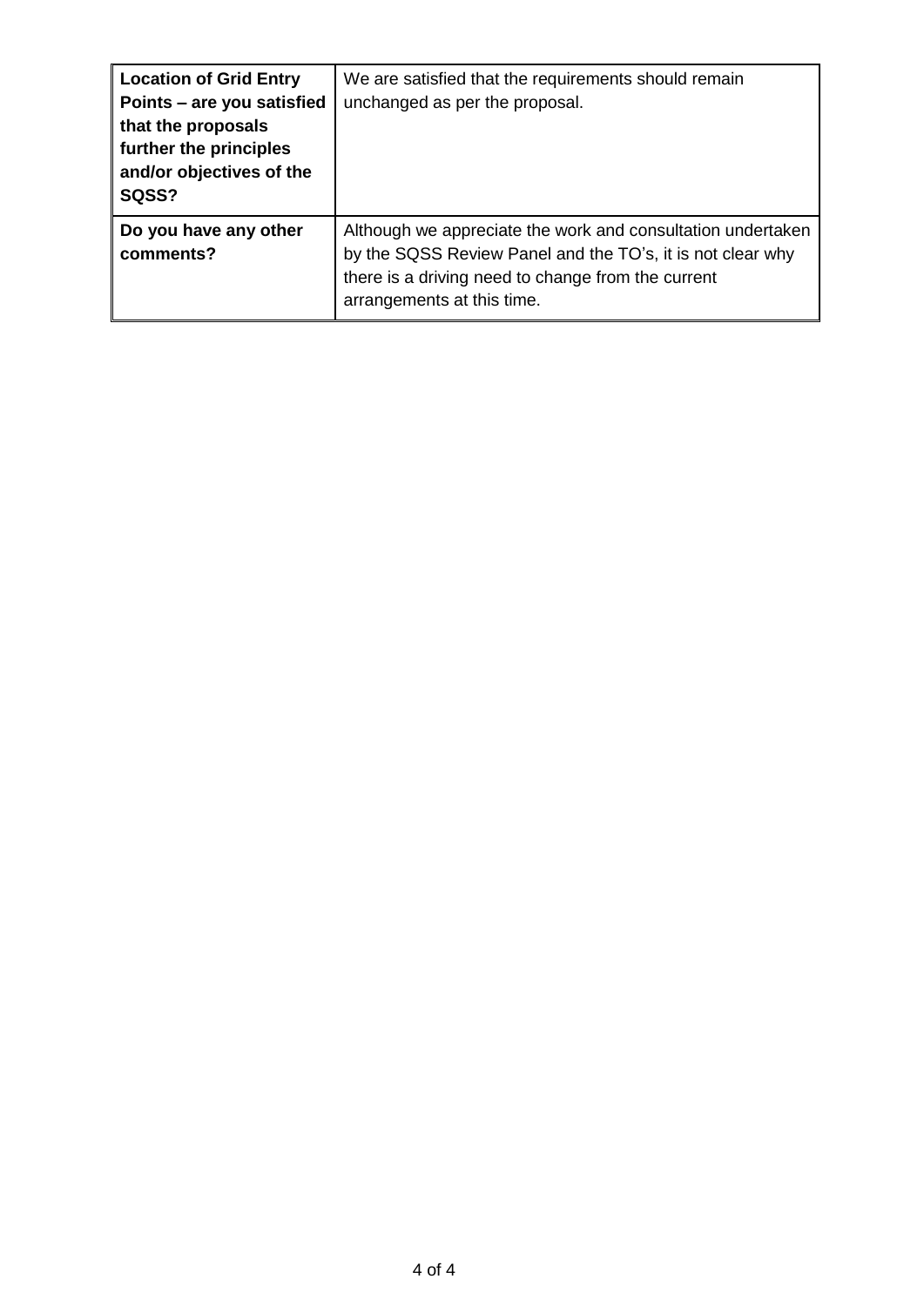| | |
|---|---|
| **Location of Grid Entry Points – are you satisfied that the proposals further the principles and/or objectives of the SQSS?** | We are satisfied that the requirements should remain unchanged as per the proposal. |
| **Do you have any other comments?** | Although we appreciate the work and consultation undertaken by the SQSS Review Panel and the TO's, it is not clear why there is a driving need to change from the current arrangements at this time. |